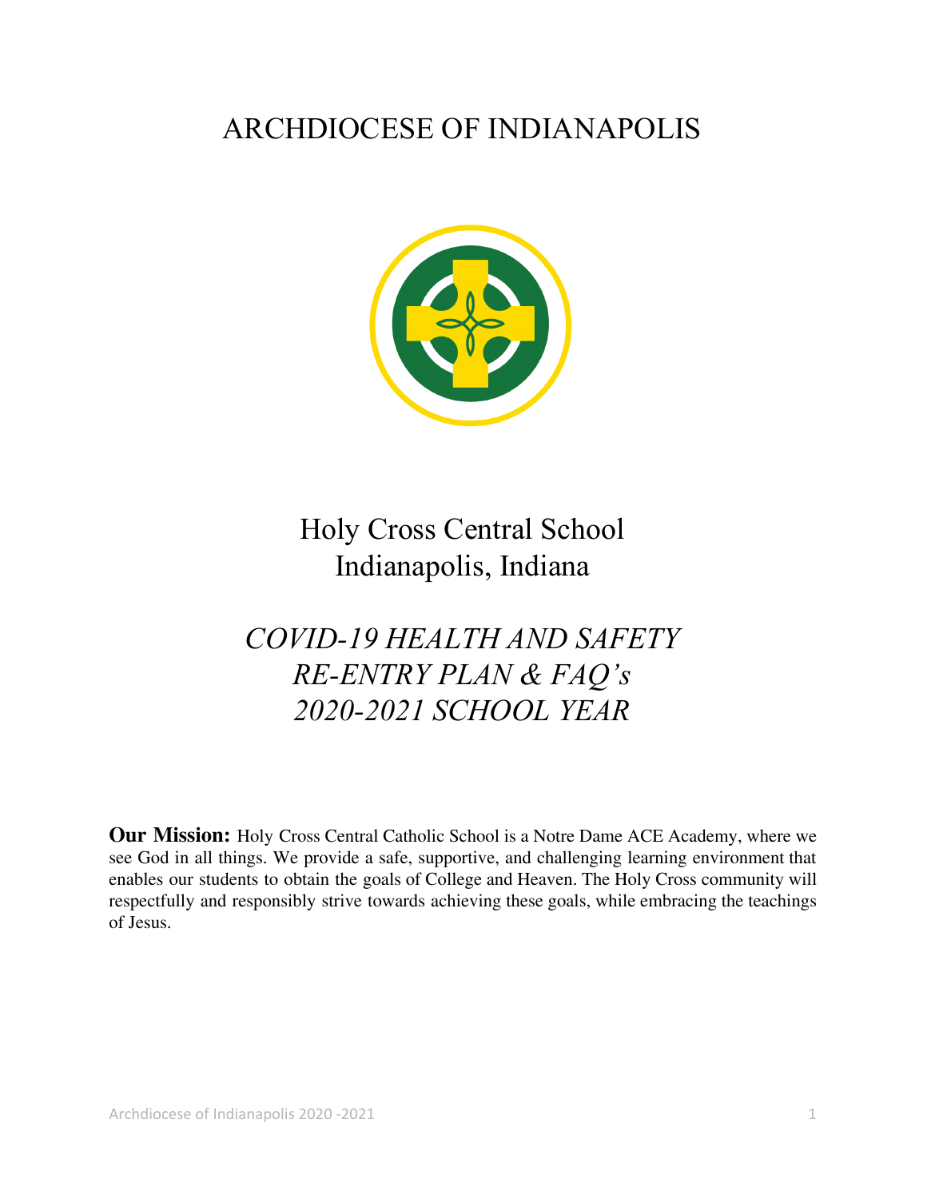# ARCHDIOCESE OF INDIANAPOLIS

## Holy Cross Central School
## Indianapolis, Indiana

## *COVID-19 HEALTH AND SAFETY RE-ENTRY PLAN & FAQ's 2020-2021 SCHOOL YEAR*

**Our Mission:** Holy Cross Central Catholic School is a Notre Dame ACE Academy, where we see God in all things. We provide a safe, supportive, and challenging learning environment that enables our students to obtain the goals of College and Heaven. The Holy Cross community will respectfully and responsibly strive towards achieving these goals, while embracing the teachings of Jesus.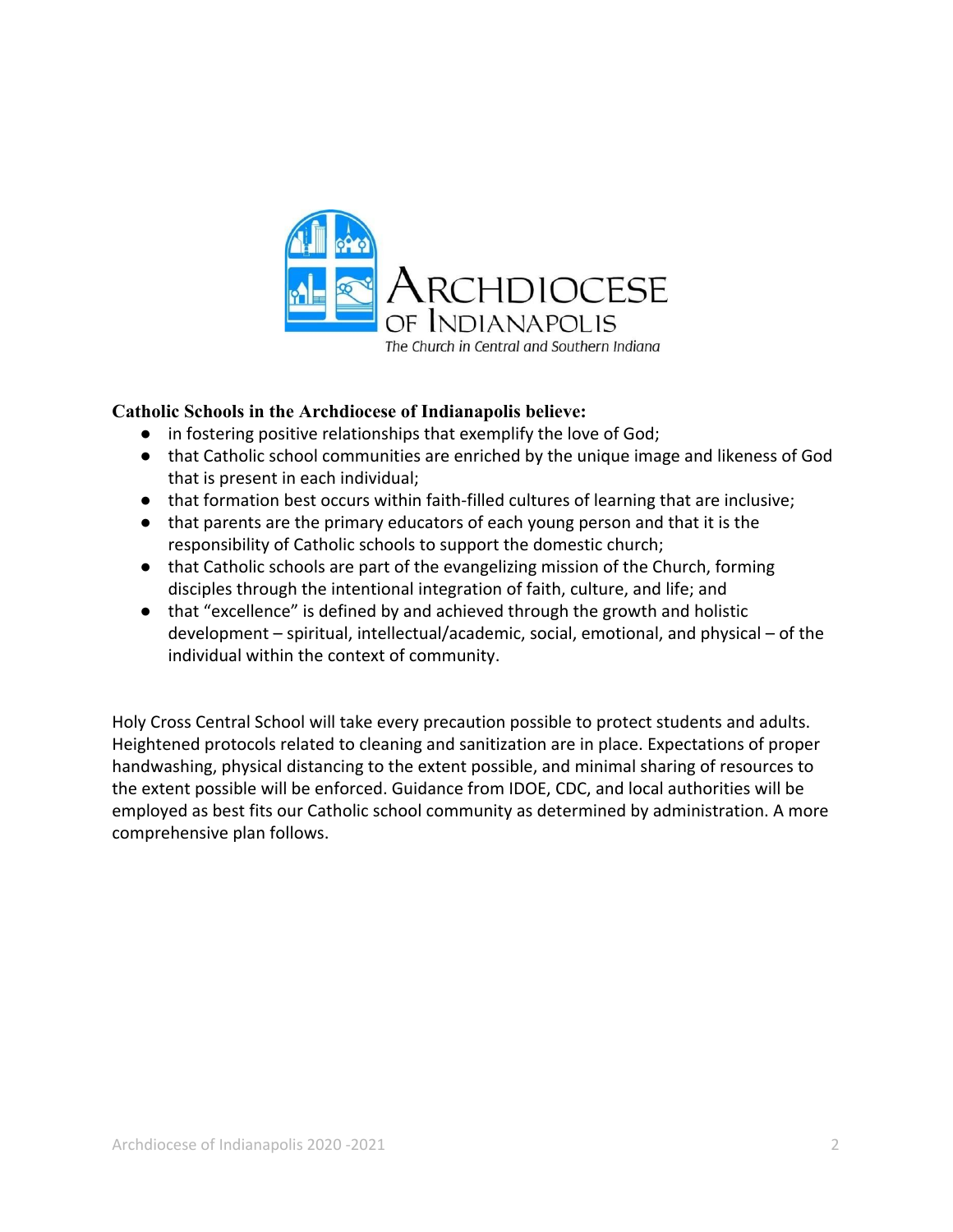**Catholic Schools in the Archdiocese of Indianapolis believe:**

- in fostering positive relationships that exemplify the love of God;
- that Catholic school communities are enriched by the unique image and likeness of God that is present in each individual;
- that formation best occurs within faith-filled cultures of learning that are inclusive;
- that parents are the primary educators of each young person and that it is the responsibility of Catholic schools to support the domestic church;
- that Catholic schools are part of the evangelizing mission of the Church, forming disciples through the intentional integration of faith, culture, and life; and
- that "excellence" is defined by and achieved through the growth and holistic development – spiritual, intellectual/academic, social, emotional, and physical – of the individual within the context of community.

Holy Cross Central School will take every precaution possible to protect students and adults. Heightened protocols related to cleaning and sanitization are in place. Expectations of proper handwashing, physical distancing to the extent possible, and minimal sharing of resources to the extent possible will be enforced. Guidance from IDOE, CDC, and local authorities will be employed as best fits our Catholic school community as determined by administration. A more comprehensive plan follows.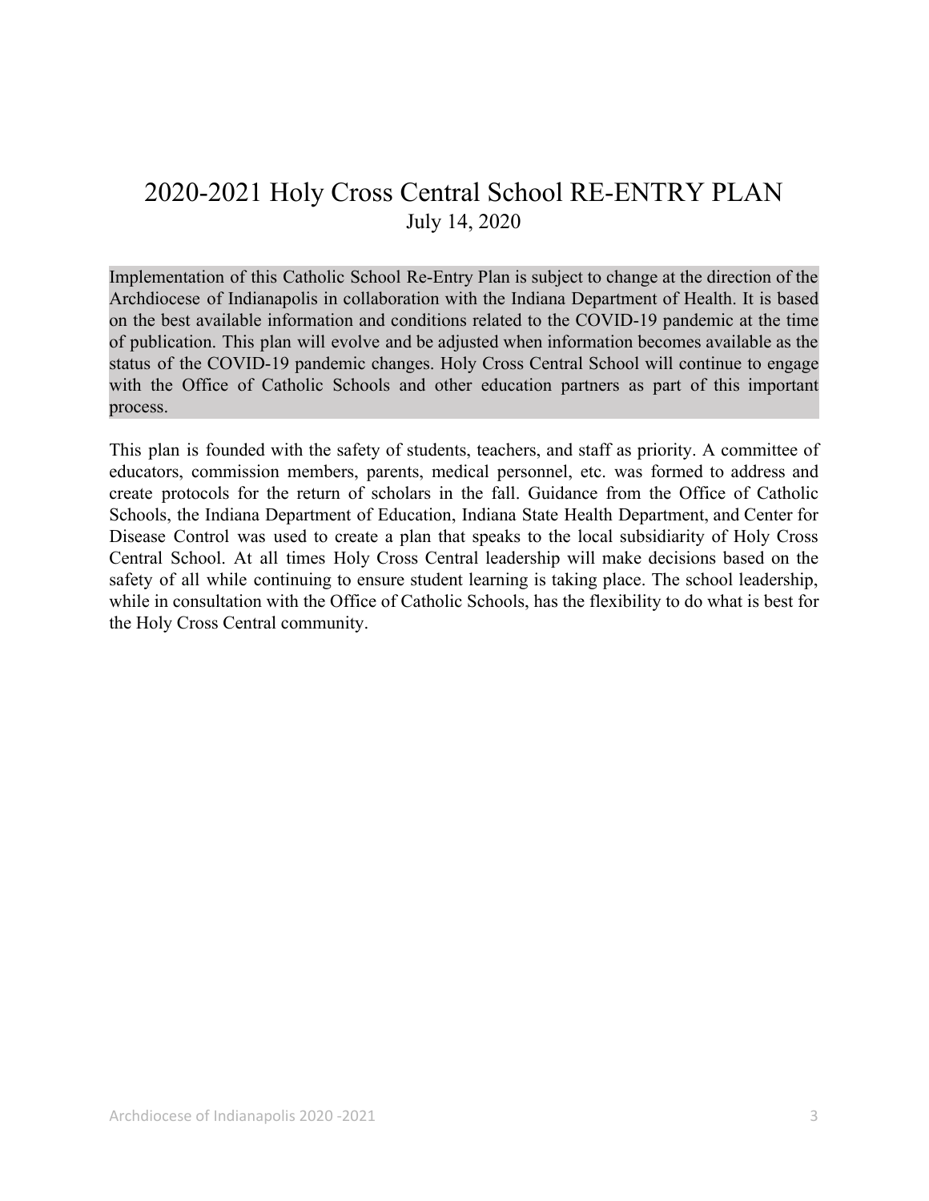# 2020-2021 Holy Cross Central School RE-ENTRY PLAN

July 14, 2020

Implementation of this Catholic School Re-Entry Plan is subject to change at the direction of the Archdiocese of Indianapolis in collaboration with the Indiana Department of Health. It is based on the best available information and conditions related to the COVID-19 pandemic at the time of publication. This plan will evolve and be adjusted when information becomes available as the status of the COVID-19 pandemic changes. Holy Cross Central School will continue to engage with the Office of Catholic Schools and other education partners as part of this important process.

This plan is founded with the safety of students, teachers, and staff as priority. A committee of educators, commission members, parents, medical personnel, etc. was formed to address and create protocols for the return of scholars in the fall. Guidance from the Office of Catholic Schools, the Indiana Department of Education, Indiana State Health Department, and Center for Disease Control was used to create a plan that speaks to the local subsidiarity of Holy Cross Central School. At all times Holy Cross Central leadership will make decisions based on the safety of all while continuing to ensure student learning is taking place. The school leadership, while in consultation with the Office of Catholic Schools, has the flexibility to do what is best for the Holy Cross Central community.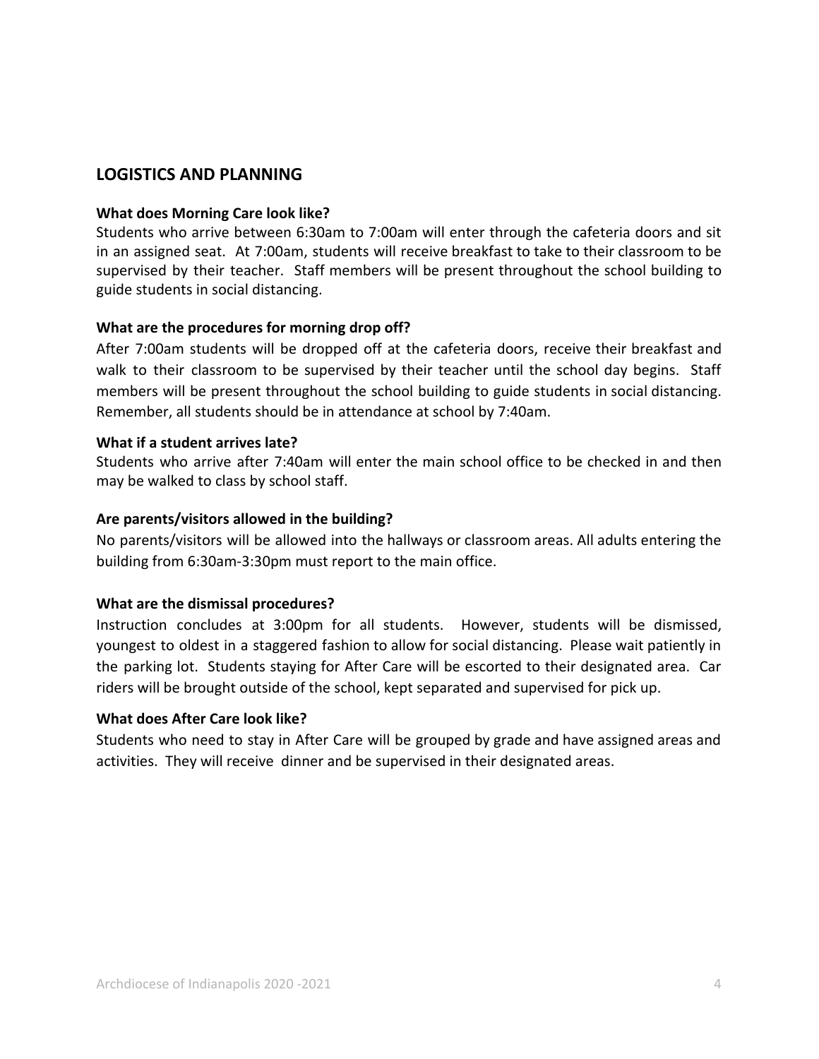## LOGISTICS AND PLANNING

**What does Morning Care look like?**

Students who arrive between 6:30am to 7:00am will enter through the cafeteria doors and sit in an assigned seat. At 7:00am, students will receive breakfast to take to their classroom to be supervised by their teacher. Staff members will be present throughout the school building to guide students in social distancing.

**What are the procedures for morning drop off?**

After 7:00am students will be dropped off at the cafeteria doors, receive their breakfast and walk to their classroom to be supervised by their teacher until the school day begins. Staff members will be present throughout the school building to guide students in social distancing. Remember, all students should be in attendance at school by 7:40am.

**What if a student arrives late?**

Students who arrive after 7:40am will enter the main school office to be checked in and then may be walked to class by school staff.

**Are parents/visitors allowed in the building?**

No parents/visitors will be allowed into the hallways or classroom areas. All adults entering the building from 6:30am-3:30pm must report to the main office.

**What are the dismissal procedures?**

Instruction concludes at 3:00pm for all students. However, students will be dismissed, youngest to oldest in a staggered fashion to allow for social distancing. Please wait patiently in the parking lot. Students staying for After Care will be escorted to their designated area. Car riders will be brought outside of the school, kept separated and supervised for pick up.

**What does After Care look like?**

Students who need to stay in After Care will be grouped by grade and have assigned areas and activities. They will receive dinner and be supervised in their designated areas.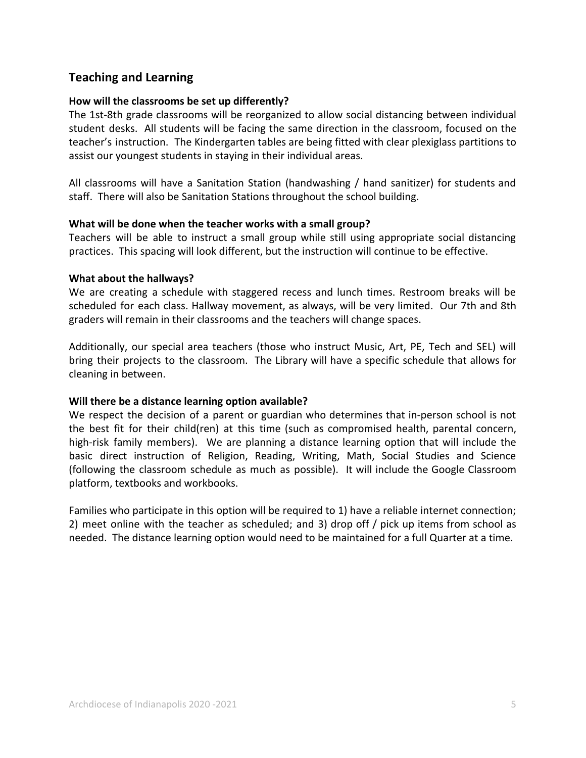## Teaching and Learning

**How will the classrooms be set up differently?**

The 1st-8th grade classrooms will be reorganized to allow social distancing between individual student desks. All students will be facing the same direction in the classroom, focused on the teacher's instruction. The Kindergarten tables are being fitted with clear plexiglass partitions to assist our youngest students in staying in their individual areas.

All classrooms will have a Sanitation Station (handwashing / hand sanitizer) for students and staff. There will also be Sanitation Stations throughout the school building.

**What will be done when the teacher works with a small group?**

Teachers will be able to instruct a small group while still using appropriate social distancing practices. This spacing will look different, but the instruction will continue to be effective.

**What about the hallways?**

We are creating a schedule with staggered recess and lunch times. Restroom breaks will be scheduled for each class. Hallway movement, as always, will be very limited. Our 7th and 8th graders will remain in their classrooms and the teachers will change spaces.

Additionally, our special area teachers (those who instruct Music, Art, PE, Tech and SEL) will bring their projects to the classroom. The Library will have a specific schedule that allows for cleaning in between.

**Will there be a distance learning option available?**

We respect the decision of a parent or guardian who determines that in-person school is not the best fit for their child(ren) at this time (such as compromised health, parental concern, high-risk family members). We are planning a distance learning option that will include the basic direct instruction of Religion, Reading, Writing, Math, Social Studies and Science (following the classroom schedule as much as possible). It will include the Google Classroom platform, textbooks and workbooks.

Families who participate in this option will be required to 1) have a reliable internet connection; 2) meet online with the teacher as scheduled; and 3) drop off / pick up items from school as needed. The distance learning option would need to be maintained for a full Quarter at a time.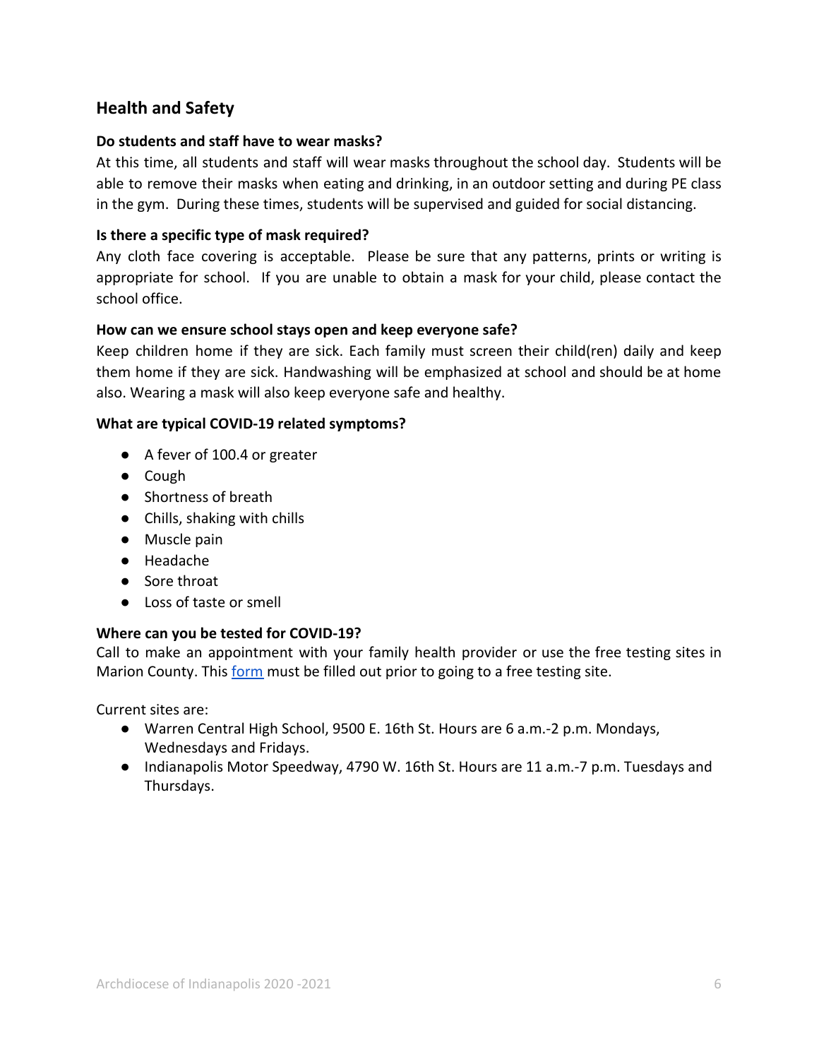## Health and Safety

**Do students and staff have to wear masks?**

At this time, all students and staff will wear masks throughout the school day. Students will be able to remove their masks when eating and drinking, in an outdoor setting and during PE class in the gym. During these times, students will be supervised and guided for social distancing.

**Is there a specific type of mask required?**

Any cloth face covering is acceptable. Please be sure that any patterns, prints or writing is appropriate for school. If you are unable to obtain a mask for your child, please contact the school office.

**How can we ensure school stays open and keep everyone safe?**

Keep children home if they are sick. Each family must screen their child(ren) daily and keep them home if they are sick. Handwashing will be emphasized at school and should be at home also. Wearing a mask will also keep everyone safe and healthy.

**What are typical COVID-19 related symptoms?**

- A fever of 100.4 or greater
- Cough
- Shortness of breath
- Chills, shaking with chills
- Muscle pain
- Headache
- Sore throat
- Loss of taste or smell

**Where can you be tested for COVID-19?**

Call to make an appointment with your family health provider or use the free testing sites in Marion County. This form must be filled out prior to going to a free testing site.

Current sites are:

- Warren Central High School, 9500 E. 16th St. Hours are 6 a.m.-2 p.m. Mondays, Wednesdays and Fridays.
- Indianapolis Motor Speedway, 4790 W. 16th St. Hours are 11 a.m.-7 p.m. Tuesdays and Thursdays.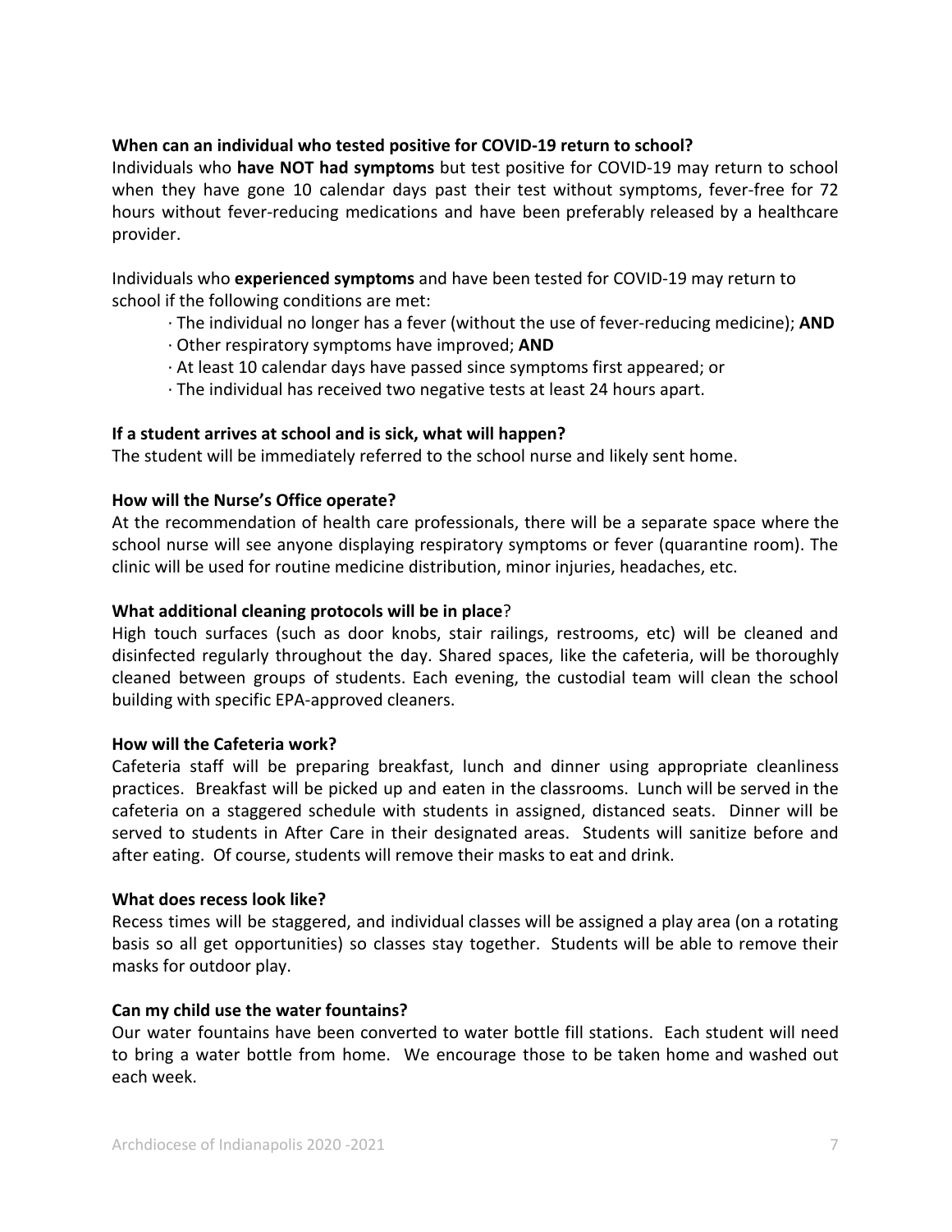**When can an individual who tested positive for COVID-19 return to school?**

Individuals who **have NOT had symptoms** but test positive for COVID-19 may return to school when they have gone 10 calendar days past their test without symptoms, fever-free for 72 hours without fever-reducing medications and have been preferably released by a healthcare provider.

Individuals who **experienced symptoms** and have been tested for COVID-19 may return to school if the following conditions are met:

- The individual no longer has a fever (without the use of fever-reducing medicine); **AND**
- Other respiratory symptoms have improved; **AND**
- At least 10 calendar days have passed since symptoms first appeared; or
- The individual has received two negative tests at least 24 hours apart.

**If a student arrives at school and is sick, what will happen?**

The student will be immediately referred to the school nurse and likely sent home.

**How will the Nurse's Office operate?**

At the recommendation of health care professionals, there will be a separate space where the school nurse will see anyone displaying respiratory symptoms or fever (quarantine room). The clinic will be used for routine medicine distribution, minor injuries, headaches, etc.

**What additional cleaning protocols will be in place**?

High touch surfaces (such as door knobs, stair railings, restrooms, etc) will be cleaned and disinfected regularly throughout the day. Shared spaces, like the cafeteria, will be thoroughly cleaned between groups of students. Each evening, the custodial team will clean the school building with specific EPA-approved cleaners.

**How will the Cafeteria work?**

Cafeteria staff will be preparing breakfast, lunch and dinner using appropriate cleanliness practices. Breakfast will be picked up and eaten in the classrooms. Lunch will be served in the cafeteria on a staggered schedule with students in assigned, distanced seats. Dinner will be served to students in After Care in their designated areas. Students will sanitize before and after eating. Of course, students will remove their masks to eat and drink.

**What does recess look like?**

Recess times will be staggered, and individual classes will be assigned a play area (on a rotating basis so all get opportunities) so classes stay together. Students will be able to remove their masks for outdoor play.

**Can my child use the water fountains?**

Our water fountains have been converted to water bottle fill stations. Each student will need to bring a water bottle from home. We encourage those to be taken home and washed out each week.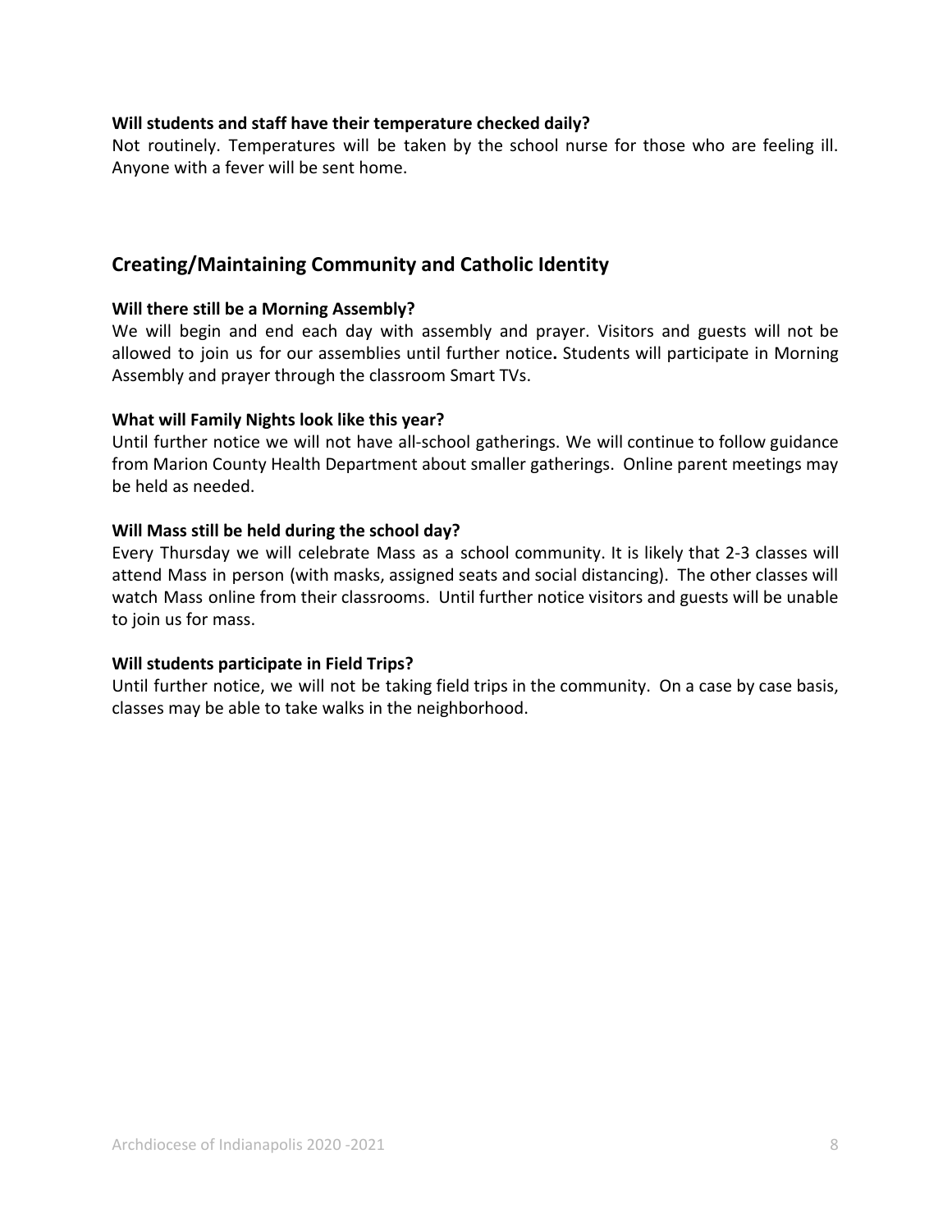**Will students and staff have their temperature checked daily?**

Not routinely. Temperatures will be taken by the school nurse for those who are feeling ill. Anyone with a fever will be sent home.

## Creating/Maintaining Community and Catholic Identity

**Will there still be a Morning Assembly?**

We will begin and end each day with assembly and prayer. Visitors and guests will not be allowed to join us for our assemblies until further notice**.** Students will participate in Morning Assembly and prayer through the classroom Smart TVs.

**What will Family Nights look like this year?**

Until further notice we will not have all-school gatherings. We will continue to follow guidance from Marion County Health Department about smaller gatherings. Online parent meetings may be held as needed.

**Will Mass still be held during the school day?**

Every Thursday we will celebrate Mass as a school community. It is likely that 2-3 classes will attend Mass in person (with masks, assigned seats and social distancing). The other classes will watch Mass online from their classrooms. Until further notice visitors and guests will be unable to join us for mass.

**Will students participate in Field Trips?**

Until further notice, we will not be taking field trips in the community. On a case by case basis, classes may be able to take walks in the neighborhood.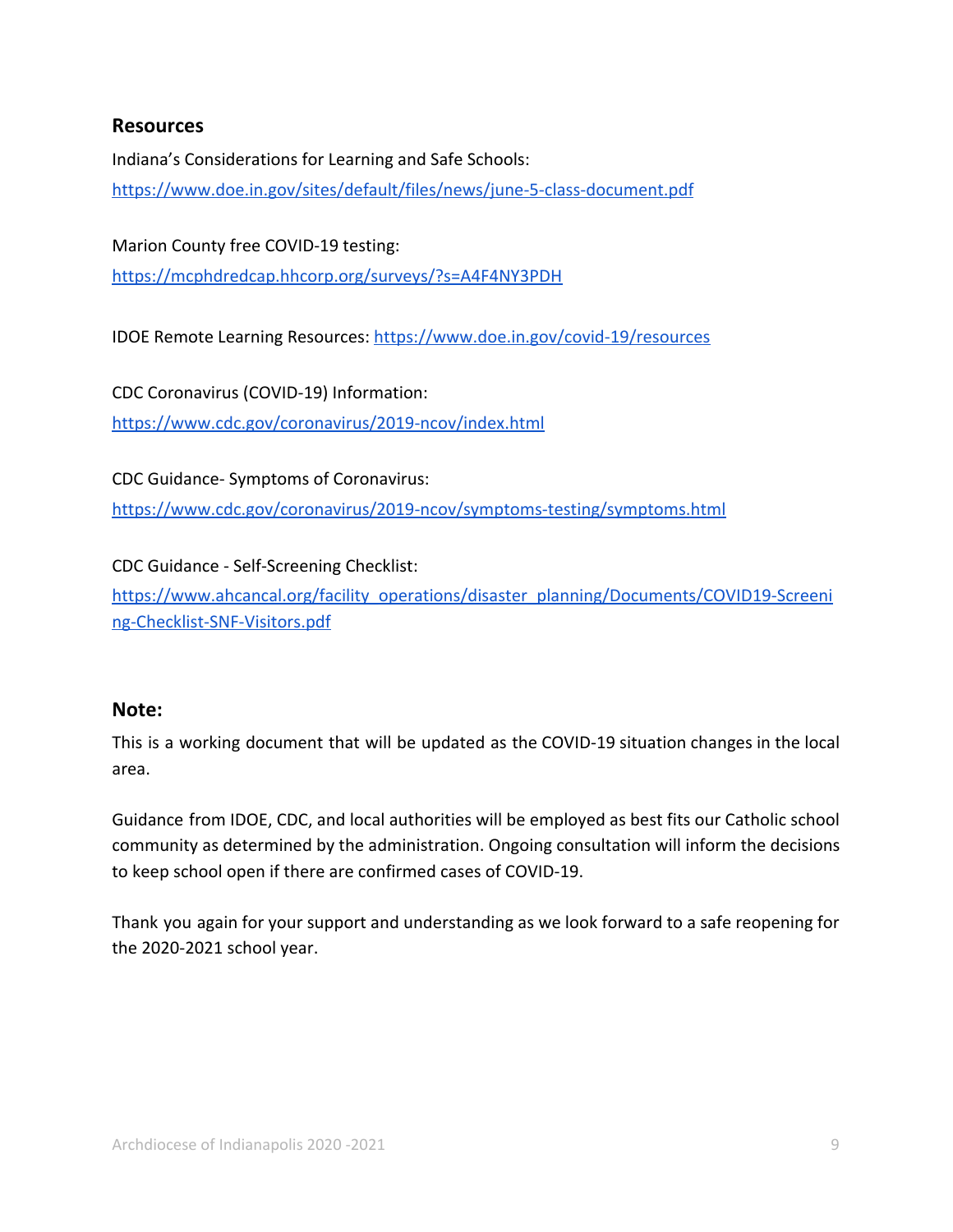## Resources

Indiana's Considerations for Learning and Safe Schools:
https://www.doe.in.gov/sites/default/files/news/june-5-class-document.pdf

Marion County free COVID-19 testing:
https://mcphdredcap.hhcorp.org/surveys/?s=A4F4NY3PDH

IDOE Remote Learning Resources: https://www.doe.in.gov/covid-19/resources

CDC Coronavirus (COVID-19) Information:
https://www.cdc.gov/coronavirus/2019-ncov/index.html

CDC Guidance- Symptoms of Coronavirus:
https://www.cdc.gov/coronavirus/2019-ncov/symptoms-testing/symptoms.html

CDC Guidance - Self-Screening Checklist:
https://www.ahcancal.org/facility_operations/disaster_planning/Documents/COVID19-Screening-Checklist-SNF-Visitors.pdf

## Note:

This is a working document that will be updated as the COVID-19 situation changes in the local area.

Guidance from IDOE, CDC, and local authorities will be employed as best fits our Catholic school community as determined by the administration. Ongoing consultation will inform the decisions to keep school open if there are confirmed cases of COVID-19.

Thank you again for your support and understanding as we look forward to a safe reopening for the 2020-2021 school year.